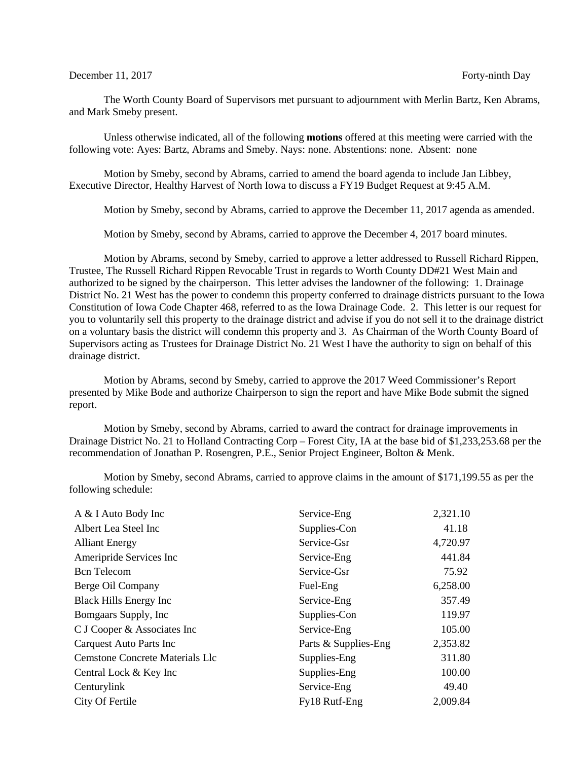December 11, 2017 Forty-ninth Day

The Worth County Board of Supervisors met pursuant to adjournment with Merlin Bartz, Ken Abrams, and Mark Smeby present.

Unless otherwise indicated, all of the following **motions** offered at this meeting were carried with the following vote: Ayes: Bartz, Abrams and Smeby. Nays: none. Abstentions: none. Absent: none

Motion by Smeby, second by Abrams, carried to amend the board agenda to include Jan Libbey, Executive Director, Healthy Harvest of North Iowa to discuss a FY19 Budget Request at 9:45 A.M.

Motion by Smeby, second by Abrams, carried to approve the December 11, 2017 agenda as amended.

Motion by Smeby, second by Abrams, carried to approve the December 4, 2017 board minutes.

Motion by Abrams, second by Smeby, carried to approve a letter addressed to Russell Richard Rippen, Trustee, The Russell Richard Rippen Revocable Trust in regards to Worth County DD#21 West Main and authorized to be signed by the chairperson. This letter advises the landowner of the following: 1. Drainage District No. 21 West has the power to condemn this property conferred to drainage districts pursuant to the Iowa Constitution of Iowa Code Chapter 468, referred to as the Iowa Drainage Code. 2. This letter is our request for you to voluntarily sell this property to the drainage district and advise if you do not sell it to the drainage district on a voluntary basis the district will condemn this property and 3. As Chairman of the Worth County Board of Supervisors acting as Trustees for Drainage District No. 21 West I have the authority to sign on behalf of this drainage district.

Motion by Abrams, second by Smeby, carried to approve the 2017 Weed Commissioner's Report presented by Mike Bode and authorize Chairperson to sign the report and have Mike Bode submit the signed report.

Motion by Smeby, second by Abrams, carried to award the contract for drainage improvements in Drainage District No. 21 to Holland Contracting Corp – Forest City, IA at the base bid of $1,233,253.68 per the recommendation of Jonathan P. Rosengren, P.E., Senior Project Engineer, Bolton & Menk.

Motion by Smeby, second Abrams, carried to approve claims in the amount of $171,199.55 as per the following schedule:

| | | |
|---|---|---|
| A & I Auto Body Inc | Service-Eng | 2,321.10 |
| Albert Lea Steel Inc | Supplies-Con | 41.18 |
| Alliant Energy | Service-Gsr | 4,720.97 |
| Ameripride Services Inc | Service-Eng | 441.84 |
| Bcn Telecom | Service-Gsr | 75.92 |
| Berge Oil Company | Fuel-Eng | 6,258.00 |
| Black Hills Energy Inc | Service-Eng | 357.49 |
| Bomgaars Supply, Inc | Supplies-Con | 119.97 |
| C J Cooper & Associates Inc | Service-Eng | 105.00 |
| Carquest Auto Parts Inc | Parts & Supplies-Eng | 2,353.82 |
| Cemstone Concrete Materials Llc | Supplies-Eng | 311.80 |
| Central Lock & Key Inc | Supplies-Eng | 100.00 |
| Centurylink | Service-Eng | 49.40 |
| City Of Fertile | Fy18 Rutf-Eng | 2,009.84 |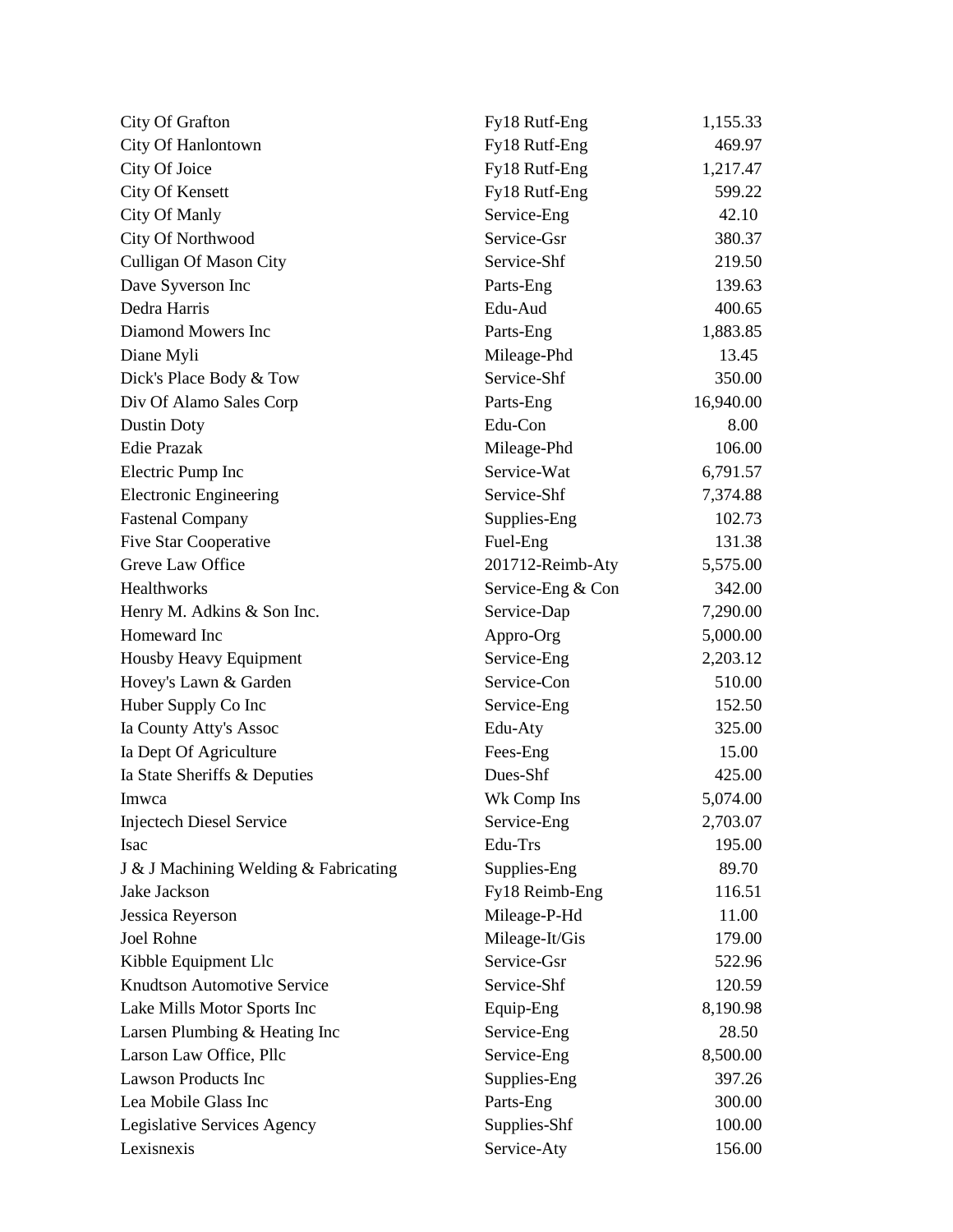| | | |
|---|---|---|
| City Of Grafton | Fy18 Rutf-Eng | 1,155.33 |
| City Of Hanlontown | Fy18 Rutf-Eng | 469.97 |
| City Of Joice | Fy18 Rutf-Eng | 1,217.47 |
| City Of Kensett | Fy18 Rutf-Eng | 599.22 |
| City Of Manly | Service-Eng | 42.10 |
| City Of Northwood | Service-Gsr | 380.37 |
| Culligan Of Mason City | Service-Shf | 219.50 |
| Dave Syverson Inc | Parts-Eng | 139.63 |
| Dedra Harris | Edu-Aud | 400.65 |
| Diamond Mowers Inc | Parts-Eng | 1,883.85 |
| Diane Myli | Mileage-Phd | 13.45 |
| Dick's Place Body & Tow | Service-Shf | 350.00 |
| Div Of Alamo Sales Corp | Parts-Eng | 16,940.00 |
| Dustin Doty | Edu-Con | 8.00 |
| Edie Prazak | Mileage-Phd | 106.00 |
| Electric Pump Inc | Service-Wat | 6,791.57 |
| Electronic Engineering | Service-Shf | 7,374.88 |
| Fastenal Company | Supplies-Eng | 102.73 |
| Five Star Cooperative | Fuel-Eng | 131.38 |
| Greve Law Office | 201712-Reimb-Aty | 5,575.00 |
| Healthworks | Service-Eng & Con | 342.00 |
| Henry M. Adkins & Son Inc. | Service-Dap | 7,290.00 |
| Homeward Inc | Appro-Org | 5,000.00 |
| Housby Heavy Equipment | Service-Eng | 2,203.12 |
| Hovey's Lawn & Garden | Service-Con | 510.00 |
| Huber Supply Co Inc | Service-Eng | 152.50 |
| Ia County Atty's Assoc | Edu-Aty | 325.00 |
| Ia Dept Of Agriculture | Fees-Eng | 15.00 |
| Ia State Sheriffs & Deputies | Dues-Shf | 425.00 |
| Imwca | Wk Comp Ins | 5,074.00 |
| Injectech Diesel Service | Service-Eng | 2,703.07 |
| Isac | Edu-Trs | 195.00 |
| J & J Machining Welding & Fabricating | Supplies-Eng | 89.70 |
| Jake Jackson | Fy18 Reimb-Eng | 116.51 |
| Jessica Reyerson | Mileage-P-Hd | 11.00 |
| Joel Rohne | Mileage-It/Gis | 179.00 |
| Kibble Equipment Llc | Service-Gsr | 522.96 |
| Knudtson Automotive Service | Service-Shf | 120.59 |
| Lake Mills Motor Sports Inc | Equip-Eng | 8,190.98 |
| Larsen Plumbing & Heating Inc | Service-Eng | 28.50 |
| Larson Law Office, Pllc | Service-Eng | 8,500.00 |
| Lawson Products Inc | Supplies-Eng | 397.26 |
| Lea Mobile Glass Inc | Parts-Eng | 300.00 |
| Legislative Services Agency | Supplies-Shf | 100.00 |
| Lexisnexis | Service-Aty | 156.00 |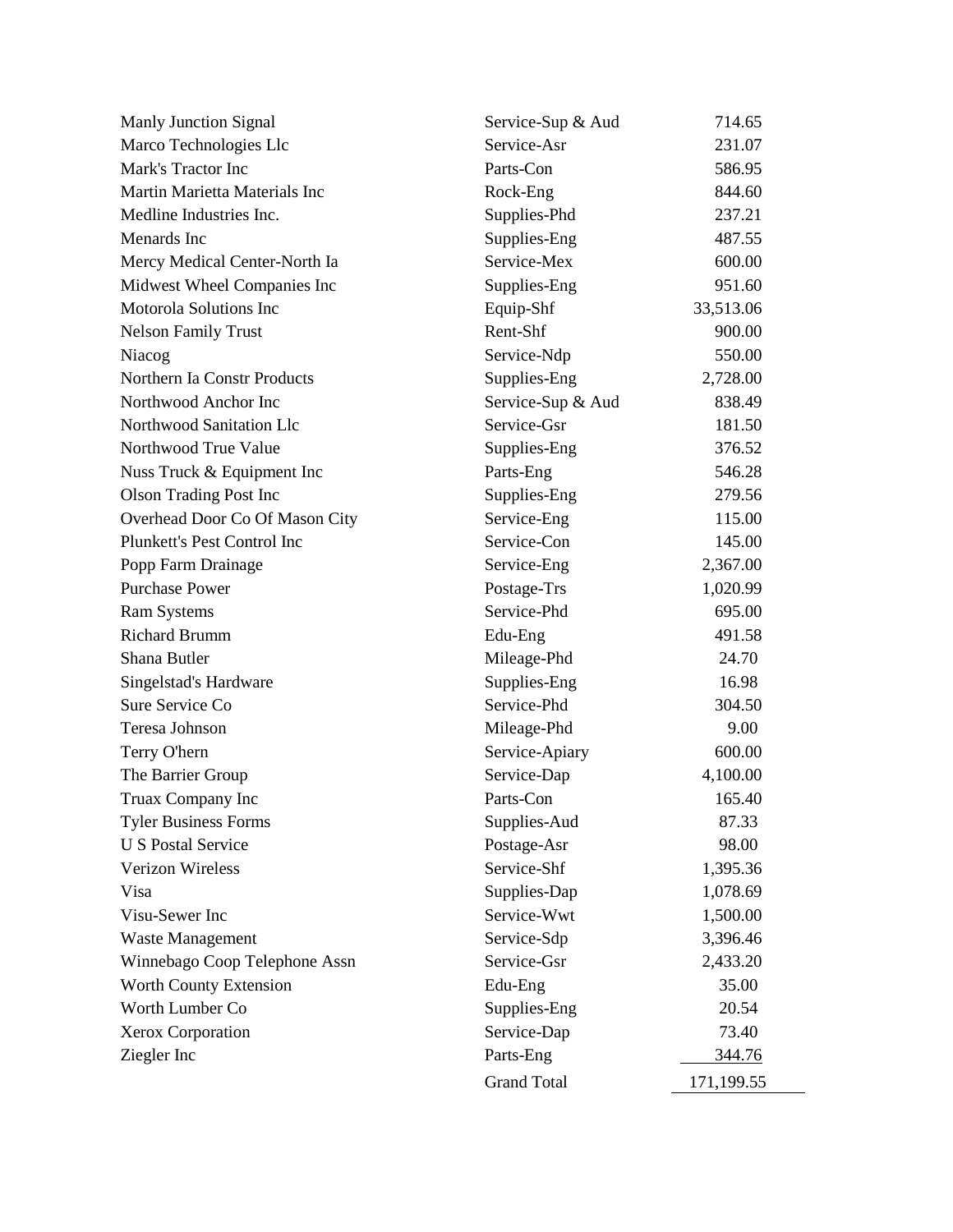| | | |
|---|---|---|
| Manly Junction Signal | Service-Sup & Aud | 714.65 |
| Marco Technologies Llc | Service-Asr | 231.07 |
| Mark's Tractor Inc | Parts-Con | 586.95 |
| Martin Marietta Materials Inc | Rock-Eng | 844.60 |
| Medline Industries Inc. | Supplies-Phd | 237.21 |
| Menards Inc | Supplies-Eng | 487.55 |
| Mercy Medical Center-North Ia | Service-Mex | 600.00 |
| Midwest Wheel Companies Inc | Supplies-Eng | 951.60 |
| Motorola Solutions Inc | Equip-Shf | 33,513.06 |
| Nelson Family Trust | Rent-Shf | 900.00 |
| Niacog | Service-Ndp | 550.00 |
| Northern Ia Constr Products | Supplies-Eng | 2,728.00 |
| Northwood Anchor Inc | Service-Sup & Aud | 838.49 |
| Northwood Sanitation Llc | Service-Gsr | 181.50 |
| Northwood True Value | Supplies-Eng | 376.52 |
| Nuss Truck & Equipment Inc | Parts-Eng | 546.28 |
| Olson Trading Post Inc | Supplies-Eng | 279.56 |
| Overhead Door Co Of Mason City | Service-Eng | 115.00 |
| Plunkett's Pest Control Inc | Service-Con | 145.00 |
| Popp Farm Drainage | Service-Eng | 2,367.00 |
| Purchase Power | Postage-Trs | 1,020.99 |
| Ram Systems | Service-Phd | 695.00 |
| Richard Brumm | Edu-Eng | 491.58 |
| Shana Butler | Mileage-Phd | 24.70 |
| Singelstad's Hardware | Supplies-Eng | 16.98 |
| Sure Service Co | Service-Phd | 304.50 |
| Teresa Johnson | Mileage-Phd | 9.00 |
| Terry O'hern | Service-Apiary | 600.00 |
| The Barrier Group | Service-Dap | 4,100.00 |
| Truax Company Inc | Parts-Con | 165.40 |
| Tyler Business Forms | Supplies-Aud | 87.33 |
| U S Postal Service | Postage-Asr | 98.00 |
| Verizon Wireless | Service-Shf | 1,395.36 |
| Visa | Supplies-Dap | 1,078.69 |
| Visu-Sewer Inc | Service-Wwt | 1,500.00 |
| Waste Management | Service-Sdp | 3,396.46 |
| Winnebago Coop Telephone Assn | Service-Gsr | 2,433.20 |
| Worth County Extension | Edu-Eng | 35.00 |
| Worth Lumber Co | Supplies-Eng | 20.54 |
| Xerox Corporation | Service-Dap | 73.40 |
| Ziegler Inc | Parts-Eng | 344.76 |
| | Grand Total | 171,199.55 |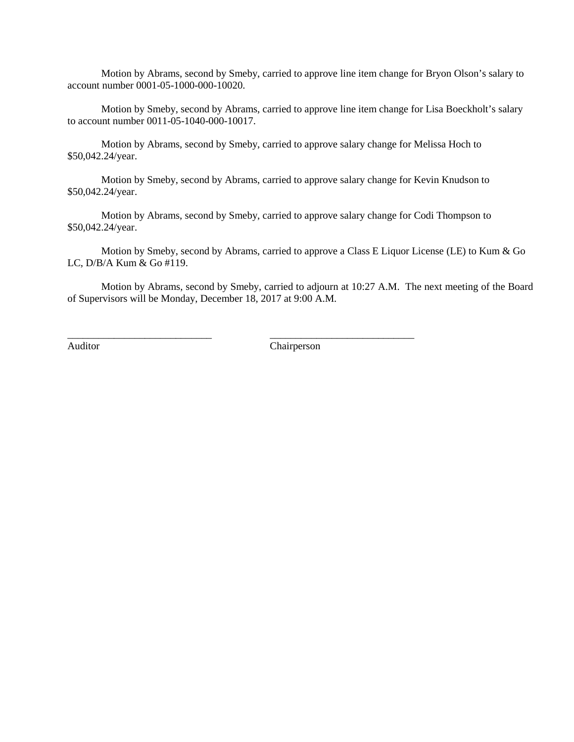Motion by Abrams, second by Smeby, carried to approve line item change for Bryon Olson's salary to account number 0001-05-1000-000-10020.

Motion by Smeby, second by Abrams, carried to approve line item change for Lisa Boeckholt's salary to account number 0011-05-1040-000-10017.

Motion by Abrams, second by Smeby, carried to approve salary change for Melissa Hoch to $50,042.24/year.

Motion by Smeby, second by Abrams, carried to approve salary change for Kevin Knudson to $50,042.24/year.

Motion by Abrams, second by Smeby, carried to approve salary change for Codi Thompson to $50,042.24/year.

Motion by Smeby, second by Abrams, carried to approve a Class E Liquor License (LE) to Kum & Go LC, D/B/A Kum & Go #119.

Motion by Abrams, second by Smeby, carried to adjourn at 10:27 A.M. The next meeting of the Board of Supervisors will be Monday, December 18, 2017 at 9:00 A.M.

\_\_\_\_\_\_\_\_\_\_\_\_\_\_\_\_\_\_\_\_\_\_\_\_\_\_\_\_ \_\_\_\_\_\_\_\_\_\_\_\_\_\_\_\_\_\_\_\_\_\_\_\_\_\_\_\_

Auditor Chairperson